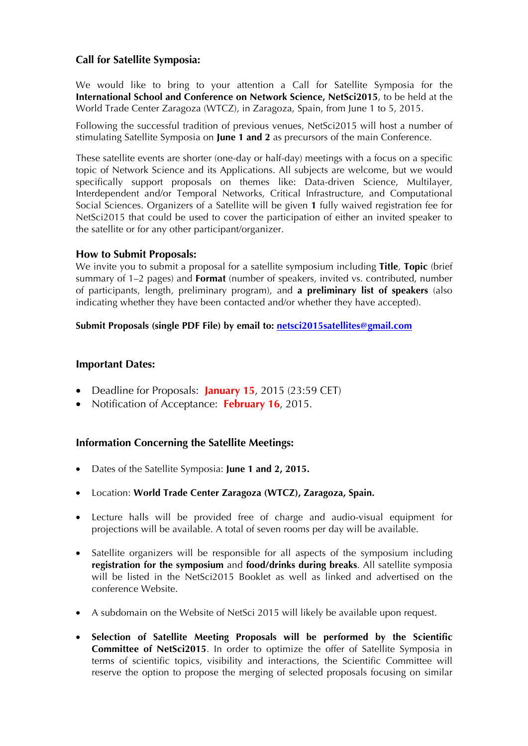### Call for Satellite Symposia:

We would like to bring to your attention a Call for Satellite Symposia for the **International School and Conference on Network Science, NetSci2015**, to be held at the World Trade Center Zaragoza (WTCZ), in Zaragoza, Spain, from June 1 to 5, 2015.

Following the successful tradition of previous venues, NetSci2015 will host a number of stimulating Satellite Symposia on **June 1 and 2** as precursors of the main Conference.

These satellite events are shorter (one-day or half-day) meetings with a focus on a specific topic of Network Science and its Applications. All subjects are welcome, but we would specifically support proposals on themes like: Data-driven Science, Multilayer, Interdependent and/or Temporal Networks, Critical Infrastructure, and Computational Social Sciences. Organizers of a Satellite will be given **1** fully waived registration fee for NetSci2015 that could be used to cover the participation of either an invited speaker to the satellite or for any other participant/organizer.

### How to Submit Proposals:

We invite you to submit a proposal for a satellite symposium including **Title**, **Topic** (brief summary of 1–2 pages) and **Format** (number of speakers, invited vs. contributed, number of participants, length, preliminary program), and **a preliminary list of speakers** (also indicating whether they have been contacted and/or whether they have accepted).

**Submit Proposals (single PDF File) by email to: netsci2015satellites@gmail.com**

### Important Dates:

- Deadline for Proposals: **January 15**, 2015 (23:59 CET)
- Notification of Acceptance: **February 16**, 2015.

### Information Concerning the Satellite Meetings:

- Dates of the Satellite Symposia: **June 1 and 2, 2015.**
- Location: **World Trade Center Zaragoza (WTCZ), Zaragoza, Spain.**
- Lecture halls will be provided free of charge and audio-visual equipment for projections will be available. A total of seven rooms per day will be available.
- Satellite organizers will be responsible for all aspects of the symposium including **registration for the symposium** and **food/drinks during breaks**. All satellite symposia will be listed in the NetSci2015 Booklet as well as linked and advertised on the conference Website.
- A subdomain on the Website of NetSci 2015 will likely be available upon request.
- **Selection of Satellite Meeting Proposals will be performed by the Scientific Committee of NetSci2015**. In order to optimize the offer of Satellite Symposia in terms of scientific topics, visibility and interactions, the Scientific Committee will reserve the option to propose the merging of selected proposals focusing on similar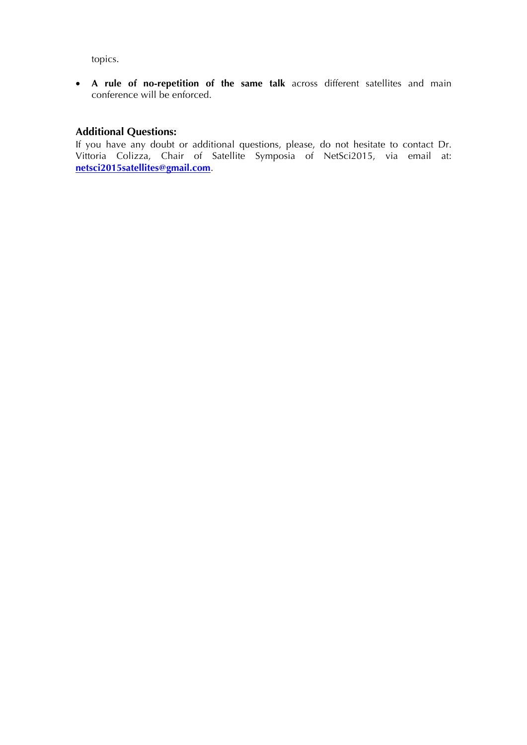topics.

- **A rule of no-repetition of the same talk** across different satellites and main conference will be enforced.

### Additional Questions:

If you have any doubt or additional questions, please, do not hesitate to contact Dr. Vittoria Colizza, Chair of Satellite Symposia of NetSci2015, via email at: **netsci2015satellites@gmail.com**.